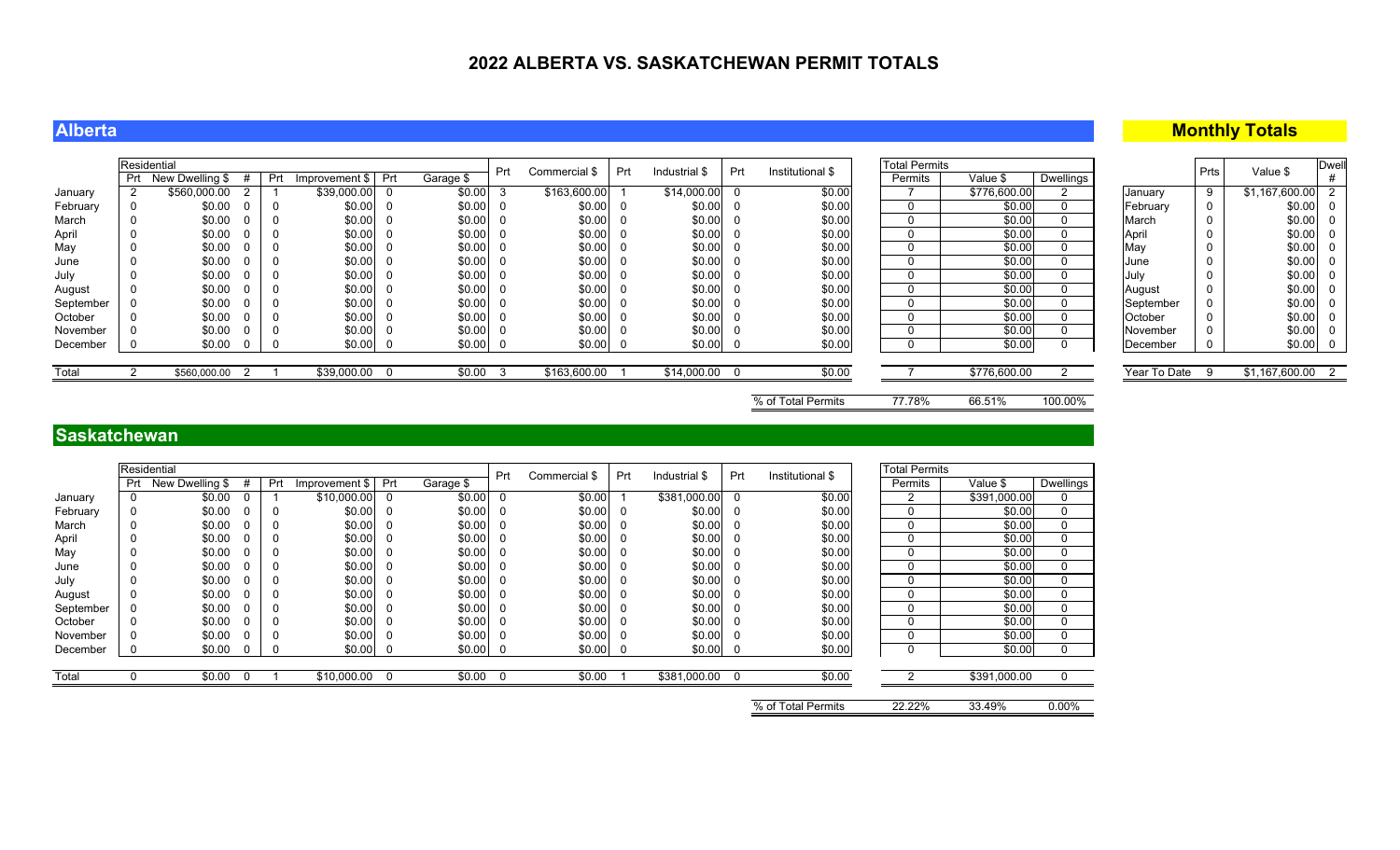# 2022 ALBERTA VS. SASKATCHEWAN PERMIT TOTALS

## Alberta

| | Residential | | | | | | | Prt | Commercial $ | Prt | Industrial $ | Prt | Institutional $ | Total Permits | | |
|---|---|---|---|---|---|---|---|---|---|---|---|---|---|---|---|---|
| | Prt | New Dwelling $ | # | Prt | Improvement $ | Prt | Garage $ | | | | | | | Permits | Value $ | Dwellings |
| January | 2 | $560,000.00 | 2 | 1 | $39,000.00 | 0 | $0.00 | 3 | $163,600.00 | 1 | $14,000.00 | 0 | $0.00 | 7 | $776,600.00 | 2 |
| February | 0 | $0.00 | 0 | 0 | $0.00 | 0 | $0.00 | 0 | $0.00 | 0 | $0.00 | 0 | $0.00 | 0 | $0.00 | 0 |
| March | 0 | $0.00 | 0 | 0 | $0.00 | 0 | $0.00 | 0 | $0.00 | 0 | $0.00 | 0 | $0.00 | 0 | $0.00 | 0 |
| April | 0 | $0.00 | 0 | 0 | $0.00 | 0 | $0.00 | 0 | $0.00 | 0 | $0.00 | 0 | $0.00 | 0 | $0.00 | 0 |
| May | 0 | $0.00 | 0 | 0 | $0.00 | 0 | $0.00 | 0 | $0.00 | 0 | $0.00 | 0 | $0.00 | 0 | $0.00 | 0 |
| June | 0 | $0.00 | 0 | 0 | $0.00 | 0 | $0.00 | 0 | $0.00 | 0 | $0.00 | 0 | $0.00 | 0 | $0.00 | 0 |
| July | 0 | $0.00 | 0 | 0 | $0.00 | 0 | $0.00 | 0 | $0.00 | 0 | $0.00 | 0 | $0.00 | 0 | $0.00 | 0 |
| August | 0 | $0.00 | 0 | 0 | $0.00 | 0 | $0.00 | 0 | $0.00 | 0 | $0.00 | 0 | $0.00 | 0 | $0.00 | 0 |
| September | 0 | $0.00 | 0 | 0 | $0.00 | 0 | $0.00 | 0 | $0.00 | 0 | $0.00 | 0 | $0.00 | 0 | $0.00 | 0 |
| October | 0 | $0.00 | 0 | 0 | $0.00 | 0 | $0.00 | 0 | $0.00 | 0 | $0.00 | 0 | $0.00 | 0 | $0.00 | 0 |
| November | 0 | $0.00 | 0 | 0 | $0.00 | 0 | $0.00 | 0 | $0.00 | 0 | $0.00 | 0 | $0.00 | 0 | $0.00 | 0 |
| December | 0 | $0.00 | 0 | 0 | $0.00 | 0 | $0.00 | 0 | $0.00 | 0 | $0.00 | 0 | $0.00 | 0 | $0.00 | 0 |
| Total | 2 | $560,000.00 | 2 | 1 | $39,000.00 | 0 | $0.00 | 3 | $163,600.00 | 1 | $14,000.00 | 0 | $0.00 | 7 | $776,600.00 | 2 |
| | | | | | | | | | | | | | % of Total Permits | 77.78% | 66.51% | 100.00% |

## Monthly Totals

| | Prts | Value $ | Dwell # |
|---|---|---|---|
| January | 9 | $1,167,600.00 | 2 |
| February | 0 | $0.00 | 0 |
| March | 0 | $0.00 | 0 |
| April | 0 | $0.00 | 0 |
| May | 0 | $0.00 | 0 |
| June | 0 | $0.00 | 0 |
| July | 0 | $0.00 | 0 |
| August | 0 | $0.00 | 0 |
| September | 0 | $0.00 | 0 |
| October | 0 | $0.00 | 0 |
| November | 0 | $0.00 | 0 |
| December | 0 | $0.00 | 0 |
| Year To Date | 9 | $1,167,600.00 | 2 |

## Saskatchewan

| | Residential | | | | | | | Prt | Commercial $ | Prt | Industrial $ | Prt | Institutional $ | Total Permits | | |
|---|---|---|---|---|---|---|---|---|---|---|---|---|---|---|---|---|
| | Prt | New Dwelling $ | # | Prt | Improvement $ | Prt | Garage $ | | | | | | | Permits | Value $ | Dwellings |
| January | 0 | $0.00 | 0 | 1 | $10,000.00 | 0 | $0.00 | 0 | $0.00 | 1 | $381,000.00 | 0 | $0.00 | 2 | $391,000.00 | 0 |
| February | 0 | $0.00 | 0 | 0 | $0.00 | 0 | $0.00 | 0 | $0.00 | 0 | $0.00 | 0 | $0.00 | 0 | $0.00 | 0 |
| March | 0 | $0.00 | 0 | 0 | $0.00 | 0 | $0.00 | 0 | $0.00 | 0 | $0.00 | 0 | $0.00 | 0 | $0.00 | 0 |
| April | 0 | $0.00 | 0 | 0 | $0.00 | 0 | $0.00 | 0 | $0.00 | 0 | $0.00 | 0 | $0.00 | 0 | $0.00 | 0 |
| May | 0 | $0.00 | 0 | 0 | $0.00 | 0 | $0.00 | 0 | $0.00 | 0 | $0.00 | 0 | $0.00 | 0 | $0.00 | 0 |
| June | 0 | $0.00 | 0 | 0 | $0.00 | 0 | $0.00 | 0 | $0.00 | 0 | $0.00 | 0 | $0.00 | 0 | $0.00 | 0 |
| July | 0 | $0.00 | 0 | 0 | $0.00 | 0 | $0.00 | 0 | $0.00 | 0 | $0.00 | 0 | $0.00 | 0 | $0.00 | 0 |
| August | 0 | $0.00 | 0 | 0 | $0.00 | 0 | $0.00 | 0 | $0.00 | 0 | $0.00 | 0 | $0.00 | 0 | $0.00 | 0 |
| September | 0 | $0.00 | 0 | 0 | $0.00 | 0 | $0.00 | 0 | $0.00 | 0 | $0.00 | 0 | $0.00 | 0 | $0.00 | 0 |
| October | 0 | $0.00 | 0 | 0 | $0.00 | 0 | $0.00 | 0 | $0.00 | 0 | $0.00 | 0 | $0.00 | 0 | $0.00 | 0 |
| November | 0 | $0.00 | 0 | 0 | $0.00 | 0 | $0.00 | 0 | $0.00 | 0 | $0.00 | 0 | $0.00 | 0 | $0.00 | 0 |
| December | 0 | $0.00 | 0 | 0 | $0.00 | 0 | $0.00 | 0 | $0.00 | 0 | $0.00 | 0 | $0.00 | 0 | $0.00 | 0 |
| Total | 0 | $0.00 | 0 | 1 | $10,000.00 | 0 | $0.00 | 0 | $0.00 | 1 | $381,000.00 | 0 | $0.00 | 2 | $391,000.00 | 0 |
| | | | | | | | | | | | | | % of Total Permits | 22.22% | 33.49% | 0.00% |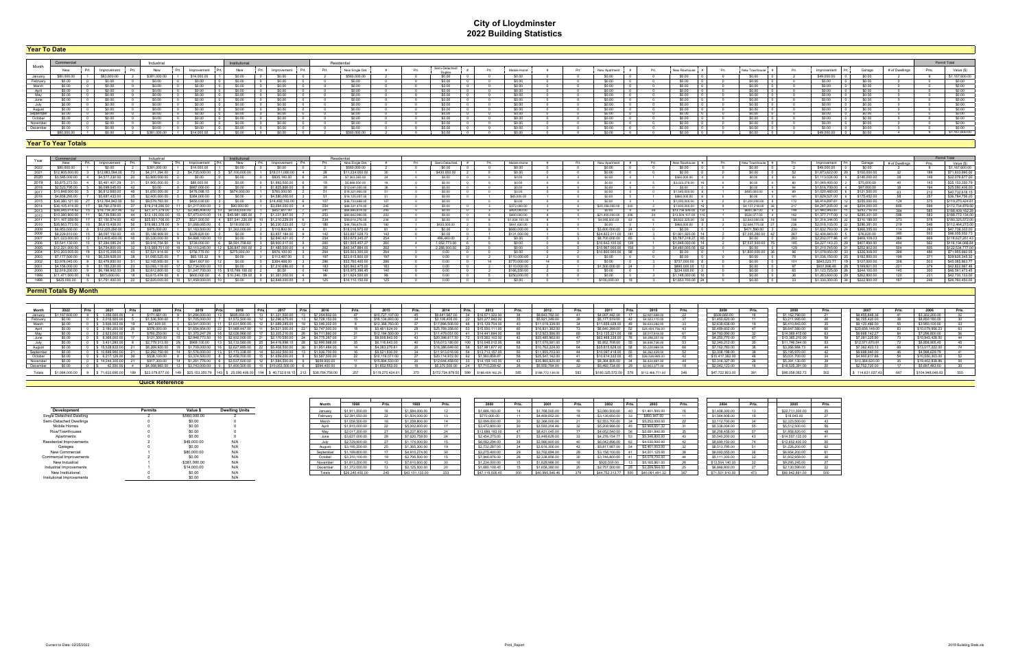# City of Lloydminster
## 2022 Building Statistics

## Year To Date

| Month | Commercial New | Prt. | Commercial Improvement | Prt. | Industrial New | Prt. | Industrial Improvement | Prt. | Institutional New | Prt. | Institutional Improvement | Prt. | Residential Prt. | New Single Det. | # | Prt. | Semi-Detached Duplex | # | Prt. | Mobile Home | # | Prt. | New Apartment | # | Prt. | New Rowhouse | # | Prt. | New Townhouse | # | Prt. | Improvement | Prt. | Garage | # of Dwellings | Permit Total Prts. | Value ($) |
|---|---|---|---|---|---|---|---|---|---|---|---|---|---|---|---|---|---|---|---|---|---|---|---|---|---|---|---|---|---|---|---|---|---|---|---|---|---|
| January | $80,000.00 | 1 | $0.00 | 2 | $381,000.00 | 1 | $14,000.00 | 1 | $0.00 | 0 | $0.00 | 0 | 2 | $560,000.00 | 2 | 0 | $0.00 | 0 | 0 | $0.00 | 0 | 0 | $0.00 | 0 | 0 | $0.00 | 0 | 0 | $0.00 | 0 | 2 | $49,000.00 | 0 | $0.00 | 2 | 9 | $1,084,000.00 |
| February | $0.00 | 0 | $0.00 | 0 | $0.00 | 0 | $0.00 | 0 | $0.00 | 0 | $0.00 | 0 | 0 | $0.00 | 0 | 0 | $0.00 | 0 | 0 | $0.00 | 0 | 0 | $0.00 | 0 | 0 | $0.00 | 0 | 0 | $0.00 | 0 | 0 | $0.00 | 0 | $0.00 | 0 | 0 | $0.00 |
| March | $0.00 | 0 | $0.00 | 0 | $0.00 | 0 | $0.00 | 0 | $0.00 | 0 | $0.00 | 0 | 0 | $0.00 | 0 | 0 | $0.00 | 0 | 0 | $0.00 | 0 | 0 | $0.00 | 0 | 0 | $0.00 | 0 | 0 | $0.00 | 0 | 0 | $0.00 | 0 | $0.00 | 0 | 0 | $0.00 |
| April | $0.00 | 0 | $0.00 | 0 | $0.00 | 0 | $0.00 | 0 | $0.00 | 0 | $0.00 | 0 | 0 | $0.00 | 0 | 0 | $0.00 | 0 | 0 | $0.00 | 0 | 0 | $0.00 | 0 | 0 | $0.00 | 0 | 0 | $0.00 | 0 | 0 | $0.00 | 0 | $0.00 | 0 | 0 | $0.00 |
| May | $0.00 | 0 | $0.00 | 0 | $0.00 | 0 | $0.00 | 0 | $0.00 | 0 | $0.00 | 0 | 0 | $0.00 | 0 | 0 | $0.00 | 0 | 0 | $0.00 | 0 | 0 | $0.00 | 0 | 0 | $0.00 | 0 | 0 | $0.00 | 0 | 0 | $0.00 | 0 | $0.00 | 0 | 0 | $0.00 |
| June | $0.00 | 0 | $0.00 | 0 | $0.00 | 0 | $0.00 | 0 | $0.00 | 0 | $0.00 | 0 | 0 | $0.00 | 0 | 0 | $0.00 | 0 | 0 | $0.00 | 0 | 0 | $0.00 | 0 | 0 | $0.00 | 0 | 0 | $0.00 | 0 | 0 | $0.00 | 0 | $0.00 | 0 | 0 | $0.00 |
| July | $0.00 | 0 | $0.00 | 0 | $0.00 | 0 | $0.00 | 0 | $0.00 | 0 | $0.00 | 0 | 0 | $0.00 | 0 | 0 | $0.00 | 0 | 0 | $0.00 | 0 | 0 | $0.00 | 0 | 0 | $0.00 | 0 | 0 | $0.00 | 0 | 0 | $0.00 | 0 | $0.00 | 0 | 0 | $0.00 |
| August | $0.00 | 0 | $0.00 | 0 | $0.00 | 0 | $0.00 | 0 | $0.00 | 0 | $0.00 | 0 | 0 | $0.00 | 0 | 0 | $0.00 | 0 | 0 | $0.00 | 0 | 0 | $0.00 | 0 | 0 | $0.00 | 0 | 0 | $0.00 | 0 | 0 | $0.00 | 0 | $0.00 | 0 | 0 | $0.00 |
| September | $0.00 | 0 | $0.00 | 0 | $0.00 | 0 | $0.00 | 0 | $0.00 | 0 | $0.00 | 0 | 0 | $0.00 | 0 | 0 | $0.00 | 0 | 0 | $0.00 | 0 | 0 | $0.00 | 0 | 0 | $0.00 | 0 | 0 | $0.00 | 0 | 0 | $0.00 | 0 | $0.00 | 0 | 0 | $0.00 |
| October | $0.00 | 0 | $0.00 | 0 | $0.00 | 0 | $0.00 | 0 | $0.00 | 0 | $0.00 | 0 | 0 | $0.00 | 0 | 0 | $0.00 | 0 | 0 | $0.00 | 0 | 0 | $0.00 | 0 | 0 | $0.00 | 0 | 0 | $0.00 | 0 | 0 | $0.00 | 0 | $0.00 | 0 | 0 | $0.00 |
| November | $0.00 | 0 | $0.00 | 0 | $0.00 | 0 | $0.00 | 0 | $0.00 | 0 | $0.00 | 0 | 0 | $0.00 | 0 | 0 | $0.00 | 0 | 0 | $0.00 | 0 | 0 | $0.00 | 0 | 0 | $0.00 | 0 | 0 | $0.00 | 0 | 0 | $0.00 | 0 | $0.00 | 0 | 0 | $0.00 |
| December | $0.00 | 0 | $0.00 | 0 | $0.00 | 0 | $0.00 | 0 | $0.00 | 0 | $0.00 | 0 | 0 | $0.00 | 0 | 0 | $0.00 | 0 | 0 | $0.00 | 0 | 0 | $0.00 | 0 | 0 | $0.00 | 0 | 0 | $0.00 | 0 | 0 | $0.00 | 0 | $0.00 | 0 | 0 | $0.00 |
| | $80,000.00 | 1 | $0.00 | 2 | $381,000.00 | 1 | $14,000.00 | 1 | $0.00 | 0 | $0.00 | 0 | 2 | $560,000.00 | 2 | 0 | $0.00 | 0 | 0 | $0.00 | 0 | 0 | $0.00 | 0 | 0 | $0.00 | 0 | 0 | $0.00 | 0 | 2 | $49,000.00 | 0 | $0.00 | 2 | 9 | $1,084,000.00 |

## Year To Year Totals

| Year | Commercial New | Prt. | Commercial Improvement | Prt. | Industrial New | Prt. | Industrial Improvement | Prt. | Institutional New | Prt. | Institutional Improvement | Prt. | Residential Prt. | New Single Det. | # | Prt. | Semi-Detached | # | Prt. | Mobile Home | # | Prt. | New Apartment | # | Prt. | New Rowhouse | # | Prt. | New Townhouse | # | Prt. | Improvement | Prt. | Garage | # of Dwellings | Permit Total Prts. | Value ($) |
|---|---|---|---|---|---|---|---|---|---|---|---|---|---|---|---|---|---|---|---|---|---|---|---|---|---|---|---|---|---|---|---|---|---|---|---|---|---|
| 2022 | $80,000.00 | 1 | $0.00 | 2 | $381,000.00 | 1 | $14,000.00 | 1 | $0.00 | 0 | $0.00 | 0 | 2 | $560,000.00 | 2 | 0 | $0.00 | 0 | 0 | $0.00 | 0 | 0 | $0.00 | 0 | 0 | $0.00 | 0 | 0 | $0.00 | 0 | 2 | $49,000.00 | 0 | $0.00 | 2 | 9 | $1,084,000.00 |
| 2021 | $12,903,000.00 | 3 | $12,983,584.00 | 73 | $4,311,794.00 | 2 | $4,735,000.00 | 5 | $7,100,000.00 | 1 | $16,011,086.00 | 4 | 28 | $11,234,000.00 | 30 | 1 | $430,000.00 | 2 | 0 | $0.00 | 0 | 0 | $0.00 | 0 | 0 | $0.00 | 0 | 0 | $0.00 | 0 | 53 | $1,873,622.00 | 20 | $150,000.00 | 32 | 189 | $71,633,690.00 |
| 2020 | $3,565,000.00 | 4 | $4,577,330.00 | 20 | $3,900,000.00 | 2 | $0.00 | 2 | $0.00 | 0 | $835,140.00 | 6 | 24 | $7,392,283.00 | 24 | 0 | $0.00 | 0 | 0 | $0.00 | 0 | 0 | $0.00 | 0 | 1 | $565,000.00 | 6 | 0 | $0.00 | 0 | 63 | $1,113,024.00 | 9 | $146,000.00 | 28 | 149 | $22,079,877.00 |
| 2019 | $5,675,273.50 | 6 | $6,461,401.29 | 31 | $1,900,000.00 | 3 | $80,000.00 | 3 | $0.00 | 0 | $1,992,500.00 | 6 | 18 | $5,665,500.00 | 19 | 0 | $0.00 | 0 | 0 | $0.00 | 0 | 0 | $0.00 | 0 | 3 | $3,029,274.80 | 16 | 0 | $0.00 | 0 | 80 | $1,049,400.00 | 4 | $70,000.00 | 40 | 143 | $28,151,350.79 |
| 2018 | $2,523,756.00 | 5 | $6,595,245.00 | 43 | $0.00 | 0 | $687,000.00 | 1 | $0.00 | 0 | $1,825,996.00 | 3 | 34 | $12,041,092.00 | 34 | 0 | $0.00 | 0 | 0 | $0.00 | 0 | 0 | $0.00 | 0 | 0 | $0.00 | 0 | 0 | $0.00 | 0 | 94 | $1,616,700.00 | 4 | $67,000.00 | 38 | 194 | $25,666,409.00 |
| 2017 | $11,848,000.00 | 5 | $5,803,660.00 | 16 | $1,650,000.00 | 2 | $416,058.00 | 5 | $674,000.00 | 2 | $760,000.00 | 1 | 51 | $16,327,500.00 | 51 | 0 | $0.00 | 0 | 0 | $0.00 | 0 | 0 | $0.00 | 0 | 1 | $1,545,000.00 | 8 | 0 | $460,000.00 | 4 | 84 | $1,025,460.00 | 11 | $121,550.00 | 63 | 173 | $40,731,618.00 |
| 2016 | $4,858,250.00 | 7 | $5,487,433.00 | 35 | $2,400,000.00 | 5 | $384,000.00 | 5 | $0.00 | 0 | $4,580,000.00 | 3 | 51 | $16,125,007.00 | 51 | 0 | $0.00 | 0 | 0 | $65,000.00 | 1 | 0 | $0.00 | 0 | 1 | $860,000.00 | 6 | 0 | $0.00 | 0 | 141 | $1,629,521.00 | 9 | $175,452.00 | 58 | 257 | $36,794,758.00 |
| 2015 | $36,380,121.00 | 27 | $12,164,942.00 | 50 | $9,576,762.00 | 11 | $450,000.00 | 2 | $0.00 | 0 | $14,492,163.00 | 6 | 107 | $36,732,666.00 | 107 | 0 | $0.00 | 0 | 0 | $0.00 | 0 | 0 | $0.00 | 0 | 1 | $1,000,000.00 | 6 | 2 | $1,200,000.00 | 8 | 172 | $6,414,997.61 | 12 | $255,000.00 | 124 | 375 | $119,270,424.61 |
| 2014 | $36,105,414.00 | 15 | $8,790,276.00 | 37 | $18,218,290.50 | 11 | $1,217,000.00 | 4 | $90,000.00 | 1 | $3,294,000.00 | 4 | 234 | $68,331,474.00 | 245 | 0 | $0.00 | 0 | 3 | $372,000.00 | 3 | 1 | $25,356,000.00 | 200 | 2 | $1,400,000.00 | 16 | 8 | $4,127,216.00 | 36 | 217 | $4,247,205.00 | 44 | $204,000.00 | 600 | 599 | $172,734,879.50 |
| 2013 | $26,245,014.42 | 15 | $16,716,307.00 | 32 | $21,211,376.00 | 17 | $2,985,404.00 | 10 | $8,050,000.00 | 1 | $557,607.00 | 7 | 241 | $84,993,878.00 | 245 | 0 | $0.00 | 0 | 3 | $434,000.00 | 3 | 0 | $0.00 | 0 | 24 | $13,758,336.00 | 102 | 0 | $630,387.00 | 4 | 198 | $1,440,043.00 | 11 | $242,716.00 | 354 | 585 | $188,463,162.29 |
| 2012 | $10,380,900.00 | 11 | $6,739,590.00 | 44 | $13,130,000.00 | 15 | $7,473,610.00 | 14 | $45,981,995.00 | 7 | $1,331,847.00 | 6 | 253 | $85,442,090.00 | 253 | 0 | $0.00 | 0 | 6 | $600,000.00 | 6 | 1 | $21,400,000.00 | 206 | 24 | $13,934,107.00 | 115 | 1 | $524,077.00 | 4 | 182 | $1,377,717.00 | 12 | $285,301.00 | 586 | 583 | $188,732,134.00 |
| 2011 | $11,167,059.00 | 17 | $7,190,574.00 | 42 | $25,601,708.00 | 27 | $521,500.00 | 4 | $37,541,220.00 | 10 | $1,710,239.00 | 6 | 234 | $80,614,276.00 | 234 | 0 | $0.00 | 0 | 2 | $1,634,151.00 | 8 | 1 | $4,056,000.00 | 63 | 5 | $4,022,325.00 | 58 | 1 | $3,683,080.00 | 18 | 168 | $1,314,344.00 | 22 | $310,188.00 | 373 | 578 | $180,325,572.00 |
| 2010 | $20,663,773.00 | 10 | $6,615,408.00 | 56 | $19,983,378.00 | 9 | $1,090,065.00 | 4 | $118,000.00 | 3 | $6,230,023.00 | 12 | 180 | $48,756,079.00 | 180 | 1 | $435,000.00 | 2 | 5 | $641,500.00 | 5 | 0 | $0.00 | 0 | 1 | $960,000.00 | 5 | 3 | $2,644,775.00 | 27 | 238 | $2,016,103.00 | 22 | $286,381.00 | 219 | 546 | $112,464,215.00 |
| 2009 | $6,953,000.00 | 6 | $12,225,290.00 | 31 | $975,000.00 | 1 | $1,163,500.00 | 6 | $1,363,000.00 | 2 | $110,800.00 | 4 | 81 | $0.00 | 0 | 0 | $0.00 | 0 | 5 | $660,000.00 | 5 | 0 | $2,550,000.00 | 24 | 0 | $0.00 | 0 | 1 | $471,390.00 | 3 | 230 | $1,832,793.00 | 24 | $996,355.00 | 114 | 393 | $47,738,203.00 |
| 2008 | $8,229,610.00 | 15 | $6,097,150.00 | 45 | $5,188,909.00 | 6 | $229,620.00 | 2 | $0.00 | 0 | $3,857,184.00 | 9 | 142 | $33,657,028.73 | 142 | 0 | $0.00 | 0 | 1 | $131,000.00 | 1 | 2 | $24,623,011.00 | 181 | 3 | $1,901,500.00 | 14 | 2 | $7,355,290.00 | 42 | 287 | $2,408,840.00 | 5 | $76,620.00 | 360 | 502 | $96,055,552.73 |
| 2007 | $21,023,000.00 | 13 | $13,405,450.00 | 45 | $5,330,000.00 | 9 | $4,698,150.00 | 10 | $0.00 | 0 | $2,840,421.00 | 7 | 254 | $53,975,364.00 | 254 | 0 | 496,460.00 | 2 | 0 | $0.00 | 0 | 2 | $6,705,400.00 | 40 | 2 | $5,787,218.27 | 65 | 0 | $0.00 | 0 | 283 | $2,202,077.86 | 41 | $409,109.03 | 386 | 669 | $118,027,261.43 |
| 2006 | $5,541,130.00 | 15 | $7,344,085.24 | 35 | $9,916,754.50 | 14 | $739,000.00 | 6 | $6,091,758.64 | 3 | $6,905,517.00 | 5 | 260 | $51,503,457.27 | 260 | 4 | 1,002,773.00 | 6 | 0 | $0.00 | 0 | 8 | $10,642,700.00 | 139 | 3 | $1,848,000.00 | 14 | 2 | $7,537,590.00 | 75 | 165 | $4,227,143.22 | 29 | $407,850.00 | 494 | 562 | $116,194,068.64 |
| 2005 | $12,271,000.00 | 11 | $4,758,890.00 | 33 | $15,589,701.00 | 19 | $2,110,245.00 | 12 | $26,647,000.00 | 6 | $1,485,500.00 | 4 | 262 | 0.00 | 262 | 0 | 2,288,000.00 | 22 | 0 | $0.00 | 0 | 2 | $10,987,000.00 | 158 | 3 | $4,480,000.00 | 62 | 0 | $0.00 | 0 | 129 | $1,210,745.00 | 31 | $252,802.00 | 504 | 505 | $122,534,777.00 |
| 2004 | $10,203,005.00 | 19 | $3,015,208.05 | 43 | $7,521,914.00 | 17 | $758,775.00 | 7 | $275,000.00 | 1 | $976,100.00 | 4 | 264 | $35,503,300.00 | 264 | 0 | 0.00 | 0 | 2 | $110,000.00 | 2 | 2 | $10,800,000.00 | 98 | 0 | $0.00 | 0 | 1 | $1,800,000.00 | 36 | 96 | $1,076,050.00 | 33 | $326,308.00 | 398 | 486 | $71,955,660.05 |
| 2003 | $7,177,500.00 | 10 | $6,226,928.00 | 38 | $1,095,525.00 | 7 | $65,153.32 | 9 | $0.00 | 0 | $113,487.00 | 5 | 197 | $23,675,600.00 | 197 | 0 | 0.00 | 0 | 2 | $110,000.00 | 2 | 0 | $0.00 | 0 | 0 | $0.00 | 0 | 0 | $0.00 | 0 | 78 | $1,036,150.00 | 25 | $182,800.00 | 199 | 371 | $39,626,345.32 |
| 2002 | $3,976,045.00 | 8 | $2,479,850.00 | 51 | $2,165,950.00 | 6 | $841,607.00 | 12 | $0.00 | 0 | $384,488.00 | 3 | 286 | $32,760,400.00 | 286 | 0 | 0.00 | 0 | 14 | $770,000.00 | 14 | 0 | $0.00 | 0 | 1 | $737,000.00 | 8 | 0 | $0.00 | 0 | 101 | $843,523.77 | 19 | $127,000.00 | 306 | 503 | $45,085,863.77 |
| 2001 | $4,156,000.00 | 9 | $1,155,230.00 | 23 | $3,063,116.00 | 17 | $2,734,000.00 | 10 | $0.00 | 0 | $7,210,686.00 | 6 | 183 | $20,642,475.00 | 183 | 0 | 0.00 | 0 | 3 | $110,000.00 | 3 | 1 | $1,500,000.00 | 24 | 1 | $890,000.00 | 12 | 0 | $0.00 | 0 | 97 | $531,656.46 | 28 | $199,601.00 | 221 | 379 | $42,822,997.46 |
| 2000 | $3,819,200.00 | 9 | $6,198,902.00 | 28 | $2,812,800.00 | 12 | $1,247,700.00 | 15 | $15,799,100.00 | 2 | $0.00 | 0 | 140 | $15,979,396.45 | 140 | 0 | 0.00 | 0 | 2 | $166,550.00 | 2 | 0 | $0.00 | 0 | 1 | $234,000.00 | 3 | 0 | $0.00 | 0 | 65 | $1,123,725.00 | 26 | $244,100.00 | 145 | 300 | $46,591,473.45 |
| 1999 | $11,471,000.00 | 16 | $870,600.00 | 18 | $3,615,474.50 | 6 | $600,000.00 | 4 | $10,240,159.00 | 6 | $1,391,000.00 | 4 | 96 | $11,534,500.00 | 96 | 0 | 0.00 | 0 | 1 | $250,000.00 | 1 | 0 | $0.00 | 0 | 3 | $1,148,000.00 | 18 | 0 | $0.00 | 0 | 36 | $1,263,600.00 | 29 | $262,800.00 | 120 | 231 | $42,733,133.50 |
| 1998 | $425,000.00 | 5 | $1,791,400.00 | 22 | $2,820,000.00 | 10 | $1,459,000.00 | 10 | $0.00 | 0 | $2,848,000.00 | 4 | 125 | $14,110,150.00 | 125 | 0 | 0.00 | 0 | 0 | $0.00 | 0 | 1 | $100,000.00 | 18 | 1 | $1,653,700.00 | 24 | 0 | $0.00 | 0 | 33 | $1,330,300.00 | 34 | $222,900.00 | 167 | 246 | $26,760,450.00 |

## Permit Totals By Month

| Month | 2022 | Prts. | 2021 | Prts. | 2020 | Prts. | 2019 | Prts. | 2018 | Prts. | 2017 | Prts. | 2016 | Prts. | 2015 | Prts. | 2014 | Prts. | 2013 | Prts. | 2012 | Prts. | 2011 | Prts. | 2010 | Prts. | 2009 | Prts. | 2008 | Prts. | 2007 | Prts. | 2006 | Prts. |
|---|---|---|---|---|---|---|---|---|---|---|---|---|---|---|---|---|---|---|---|---|---|---|---|---|---|---|---|---|---|---|---|---|---|---|
| January | $1,084,000.00 | 8 | $1,356,000.00 | 9 | $171,661.00 | 9 | $1,294,000.00 | 13 | $605,000.00 | 13 | $1,321,500.00 | 13 | $7,654,602.00 | 47 | $15,727,107.00 | 45 | $9,641,867.00 | 34 | $16,571,322.00 | 34 | $9,843,762.00 | 41 | $4,007,442.00 | 17 | $2,921,689.00 | 22 | $508,660.00 | 16 | $1,162,790.00 | 31 | $8,455,848.36 | 41 | $3,302,200.00 | 32 |
| February | $0.00 | 0 | $2,016,500.00 | 9 | $1,336,300.00 | 7 | $1,705,000.00 | 7 | $1,572,500.00 | 12 | $2,290,675.00 | 13 | $2,728,153.00 | 15 | $16,134,693.00 | 34 | $3,108,405.00 | 22 | $20,277,942.00 | 35 | $5,921,349.00 | 39 | $5,177,519.00 | 42 | $4,503,110.00 | 37 | $1,456,620.00 | 11 | $3,211,995.00 | 26 | $6,705,435.00 | 38 | $8,850,160.00 | 30 |
| March | $0.00 | 0 | $3,606,022.00 | 19 | $47,600.00 | 6 | $3,541,000.00 | 11 | $1,631,900.00 | 12 | $1,689,285.00 | 19 | $3,046,220.00 | 24 | $12,366,760.00 | 37 | $17,996,508.00 | 46 | $15,129,704.00 | 40 | $11,019,339.00 | 34 | $11,659,028.00 | 49 | $8,633,282.00 | 33 | $2,039,636.00 | 19 | $6,410,843.00 | 35 | $9,120,486.00 | 55 | $3,955,100.00 | 33 |
| April | $0.00 | 0 | $3,180,200.00 | 28 | $576,000.00 | 6 | $1,654,954.00 | 22 | $1,989,447.00 | 11 | $4,521,500.00 | 22 | $2,747,520.00 | 18 | $5,461,624.00 | 28 | $25,769,358.00 | 53 | $15,550,111.00 | 66 | $16,831,362.00 | 73 | $8,640,399.00 | 52 | $24,484,756.00 | 43 | $5,489,602.00 | 47 | $8,647,580.00 | 66 | $25,656,149.00 | 83 | $10,079,956.23 | 63 |
| May | $0.00 | 0 | $2,623,003.00 | 7 | $760,250.00 | 12 | $1,375,247.29 | 19 | $2,026,966.00 | 17 | $3,325,210.00 | 26 | $4,711,860.00 | 31 | $12,184,500.00 | 31 | $11,479,051.00 | 41 | $14,441,694.00 | 68 | $12,923,566.00 | 65 | $13,135,221.00 | 66 | $6,517,614.00 | 61 | $4,750,095.00 | 32 | $14,069,415.00 | 63 | $9,668,142.27 | 84 | $7,298,800.00 | 56 |
| June | $0.00 | 0 | $8,368,000.00 | 17 | $121,500.00 | 15 | $2,949,773.50 | 16 | $2,932,000.00 | 21 | $2,170,550.00 | 24 | $4,778,267.00 | 31 | $9,508,843.00 | 43 | $20,398,817.50 | 72 | $15,262,102.00 | 42 | $25,465,962.00 | 47 | $62,468,338.00 | 76 | $9,299,257.00 | 75 | $4,250,770.00 | 67 | $13,385,210.00 | 59 | $7,381,325.90 | 73 | $10,943,428.50 | 44 |
| July | $0.00 | 0 | $3,431,285.00 | 8 | $2,776,313.00 | 29 | $669,100.00 | 13 | $3,132,560.00 | 25 | $4,419,898.15 | 28 | $2,960,988.00 | 35 | $6,110,643.00 | 40 | $16,013,180.00 | 100 | $10,046,012.00 | 68 | $17,070,081.00 | 37 | $5,852,708.00 | 56 | $6,530,736.00 | 53 | $2,340,212.00 | 35 | $11,749,544.00 | 54 | $12,577,670.91 | 62 | $6,658,965.45 | 45 |
| August | $0.00 | 0 | $15,528,622.00 | 21 | $8,269,920.00 | 19 | $1,709,000.00 | 16 | $2,627,990.00 | 22 | $5,408,500.00 | 30 | $1,951,484.00 | 14 | $3,383,270.61 | 35 | $18,386,649.00 | 58 | $37,981,877.00 | 53 | $10,762,224.00 | 64 | $35,615,628.00 | 58 | $5,220,989.00 | 66 | $7,102,782.00 | 38 | $3,299,904.73 | 44 | $7,362,423.13 | 69 | $13,017,232.00 | 74 |
| September | $0.00 | 0 | $10,489,980.00 | 21 | $2,292,750.00 | 14 | $1,570,000.00 | 14 | $1,173,338.00 | 14 | $2,313,500.00 | 13 | $1,828,700.00 | 16 | $8,521,830.00 | 34 | $11,913,016.00 | 54 | $13,713,157.00 | 59 | $11,955,703.00 | 44 | $10,097,418.00 | 55 | $6,262,429.00 | 52 | $3,308,108.00 | 32 | $5,195,970.00 | 42 | $6,688,640.00 | 46 | $4,966,829.79 | 41 |
| October | $0.00 | 0 | $6,217,129.00 | 36 | $538,100.00 | 8 | $3,374,500.00 | 18 | $2,459,700.00 | 15 | $1,659,000.00 | 9 | $3,087,500.00 | 22 | $10,116,077.00 | 27 | $20,114,972.00 | 62 | $7,560,858.00 | 56 | $25,547,142.00 | 41 | $10,614,332.00 | 45 | $26,526,965.00 | 42 | $10,417,382.00 | 46 | $5,031,700.00 | 34 | $4,960,617.86 | 54 | $10,550,303.00 | 52 |
| November | $0.00 | 0 | $14,244,335.00 | 21 | $917,300.00 | 14 | $1,261,776.00 | 7 | $3,537,500.00 | 12 | $1,584,500.00 | 9 | $659,900.00 | 11 | $15,994,530.00 | 20 | $12,644,450.00 | 33 | $14,159,143.00 | 43 | $35,860,825.00 | 46 | $5,364,808.00 | 34 | $6,424,647.00 | 44 | $3,318,327.00 | 26 | $5,391,130.00 | 36 | $10,464,820.00 | 35 | $19,402,838.80 | 55 |
| December | $0.00 | 0 | 42,500.00 | 8 | $4,988,802.00 | 15 | $3,740,000.00 | 9 | $1,400,000.00 | 10 | $10,053,300.00 | 6 | $594,400.00 | 8 | $1,852,553.00 | 16 | $5,375,000.00 | 24 | $7,715,239.42 | 38 | $8,550,784.00 | 32 | $5,492,734.00 | 29 | $2,903,377.00 | 18 | $2,042,123.00 | 16 | $18,535,281.00 | 20 | $2,752,729.00 | 17 | $5,697,483.00 | 30 |
| Totals | $1,084,000.00 | 8 | $71,633,690.00 | 189 | $22,079,877.00 | 149 | $25,153,350.79 | 143 | $25,666,409.00 | 194 | $40,730,618.15 | 212 | $36,794,758.00 | 257 | $119,270,424.61 | 375 | $172,734,879.50 | 599 | $188,463,162.29 | 585 | $188,732,134.00 | 583 | $180,325,572.00 | 578 | $112,464,771.00 | 546 | $47,732,903.00 | 391 | $96,058,062.73 | 502 | $114,631,037.43 | 667 | $104,948,068.64 | 555 |

## Quick Reference

| Development | Permits | Value $ | Dwelling Units |
|---|---|---|---|
| Single Detached Dwelling | 2 | $560,000.00 | 2 |
| Semi-Detached Dwellings | 0 | $0.00 | 0 |
| Mobile Homes | 0 | $0.00 | 0 |
| Row/Townhouses | 0 | $0.00 | 0 |
| Apartments | 0 | $0.00 | 0 |
| Residential Improvements | 2 | $49,000.00 | N/A |
| Garages | 0 | $0.00 | N/A |
| New Commercial | 1 | $80,000.00 | N/A |
| Commercial Improvements | 2 | $0.00 | N/A |
| New Industrial | 1 | $381,000.00 | N/A |
| Industrial Improvements | 1 | $14,000.00 | N/A |
| New Institutional | 0 | $0.00 | N/A |
| Institutional Improvements | 0 | $0.00 | N/A |

| Month | 1998 | Prts. | 1999 | Prts. | 2000 | Prts. | 2001 | Prts. | 2002 | Prts. | 2003 | Prts. | 2004 | Prts. | 2005 | Prts. |
|---|---|---|---|---|---|---|---|---|---|---|---|---|---|---|---|---|
| January | $1,911,500.00 | 16 | $1,584,000.00 | 12 | $1,686,183.00 | 14 | $1,768,500.00 | 19 | $3,080,500.00 | 40 | $1,401,500.00 | 16 | $1,408,300.00 | 13 | $23,711,300.00 | 25 |
| February | $2,391,050.00 | 22 | $1,504,000.00 | 13 | $770,000.00 | 11 | $4,469,852.00 | 18 | $3,136,850.00 | 33 | $993,947.00 | 11 | $1,564,908.00 | 19 | $18,045.00 | 27 |
| March | $1,058,500.00 | 16 | $1,259,800.00 | 14 | $2,099,000.00 | 20 | $2,366,000.00 | 21 | $2,553,700.00 | 34 | $3,252,000.00 | 22 | $3,112,700.00 | 34 | $2,323,500.00 | 43 |
| April | $1,815,000.00 | 22 | $5,602,600.00 | 17 | $3,472,800.00 | 30 | $3,593,204.46 | 32 | $5,206,986.00 | 45 | $2,968,551.32 | 31 | $5,338,004.00 | 55 | $5,512,500.00 | 56 |
| May | $2,017,200.00 | 27 | $6,237,800.00 | 24 | $13,686,183.00 | 27 | $8,421,045.00 | 77 | $4,052,540.00 | 50 | $2,081,840.00 | 35 | $6,258,458.00 | 57 | $1,958,820.00 | 48 |
| June | $3,637,000.00 | 28 | $7,620,759.00 | 24 | $2,454,275.00 | 21 | $3,449,629.00 | 33 | $4,276,154.77 | 53 | $5,346,800.00 | 43 | $5,040,200.00 | 43 | $14,557,122.00 | 41 |
| July | $2,729,900.00 | 27 | $1,174,000.00 | 15 | $5,082,294.00 | 28 | $3,980,900.00 | 40 | $6,042,896.00 | 62 | $4,030,500.00 | 42 | $6,690,150.00 | 74 | $12,652,400.00 | 50 |
| August | $3,195,200.00 | 25 | $1,365,300.00 | 19 | $2,732,287.00 | 24 | $3,616,300.00 | 42 | $5,817,687.00 | 54 | $2,461,003.00 | 32 | $8,513,756.00 | 51 | $1,226,200.00 | 42 |
| September | $1,189,800.00 | 17 | $4,910,274.00 | 30 | $3,275,400.00 | 29 | $3,702,894.00 | 29 | $3,158,100.00 | 41 | $4,301,125.00 | 38 | $6,060,055.00 | 36 | $6,954,200.00 | 61 |
| October | $3,310,100.00 | 19 | $2,706,500.00 | 15 | $7,946,976.00 | 26 | $2,338,858.00 | 30 | $3,746,800.00 | 41 | $4,078,700.00 | 44 | $5,111,300.00 | 32 | $1,602,959.00 | 38 |
| November | $1,613,200.00 | 13 | $7,610,600.00 | 30 | $1,234,000.00 | 15 | $1,629,866.00 | 18 | $920,500.00 | 13 | $5,165,801.00 | 36 | $13,934,140.00 | 32 | $9,295,245.00 | 27 |
| December | $1,372,000.00 | 13 | $2,125,500.00 | 20 | $1,660,108.45 | 15 | $1,658,300.00 | 20 | $2,267,533.00 | 34 | $2,389,554.00 | 25 | $6,866,900.00 | 27 | $2,130,590.00 | 22 |
| Totals | $26,240,450.00 | 245 | $43,101,133.00 | 233 | $47,119,506.45 | 300 | $40,995,546.46 | 379 | $44,752,313.77 | 500 | $40,091,491.32 | 387 | $71,501,910.00 | 473 | $90,842,861.00 | 500 |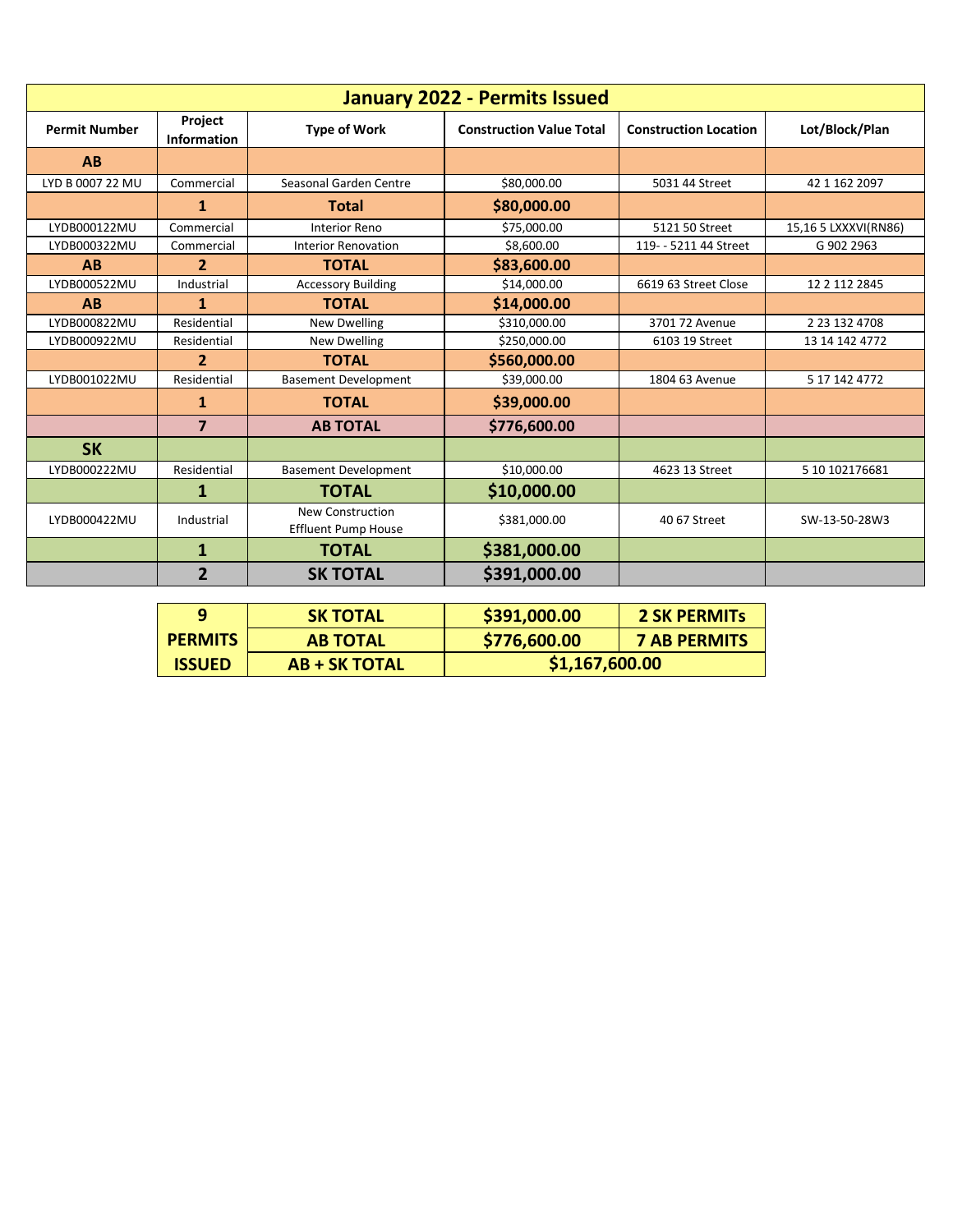| January 2022 - Permits Issued | | | | | |
|---|---|---|---|---|---|
| **Permit Number** | **Project Information** | **Type of Work** | **Construction Value Total** | **Construction Location** | **Lot/Block/Plan** |
| **AB** | | | | | |
| LYD B 0007 22 MU | Commercial | Seasonal Garden Centre | $80,000.00 | 5031 44 Street | 42 1 162 2097 |
| | **1** | **Total** | **$80,000.00** | | |
| LYDB000122MU | Commercial | Interior Reno | $75,000.00 | 5121 50 Street | 15,16 5 LXXXVI(RN86) |
| LYDB000322MU | Commercial | Interior Renovation | $8,600.00 | 119- - 5211 44 Street | G 902 2963 |
| **AB** | **2** | **TOTAL** | **$83,600.00** | | |
| LYDB000522MU | Industrial | Accessory Building | $14,000.00 | 6619 63 Street Close | 12 2 112 2845 |
| **AB** | **1** | **TOTAL** | **$14,000.00** | | |
| LYDB000822MU | Residential | New Dwelling | $310,000.00 | 3701 72 Avenue | 2 23 132 4708 |
| LYDB000922MU | Residential | New Dwelling | $250,000.00 | 6103 19 Street | 13 14 142 4772 |
| | **2** | **TOTAL** | **$560,000.00** | | |
| LYDB001022MU | Residential | Basement Development | $39,000.00 | 1804 63 Avenue | 5 17 142 4772 |
| | **1** | **TOTAL** | **$39,000.00** | | |
| | **7** | **AB TOTAL** | **$776,600.00** | | |
| **SK** | | | | | |
| LYDB000222MU | Residential | Basement Development | $10,000.00 | 4623 13 Street | 5 10 102176681 |
| | **1** | **TOTAL** | **$10,000.00** | | |
| LYDB000422MU | Industrial | New Construction Effluent Pump House | $381,000.00 | 40 67 Street | SW-13-50-28W3 |
| | **1** | **TOTAL** | **$381,000.00** | | |
| | **2** | **SK TOTAL** | **$391,000.00** | | |

| **9 PERMITS ISSUED** | | | |
|---|---|---|---|
| | **SK TOTAL** | **$391,000.00** | **2 SK PERMITs** |
| | **AB TOTAL** | **$776,600.00** | **7 AB PERMITS** |
| | **AB + SK TOTAL** | **$1,167,600.00** | |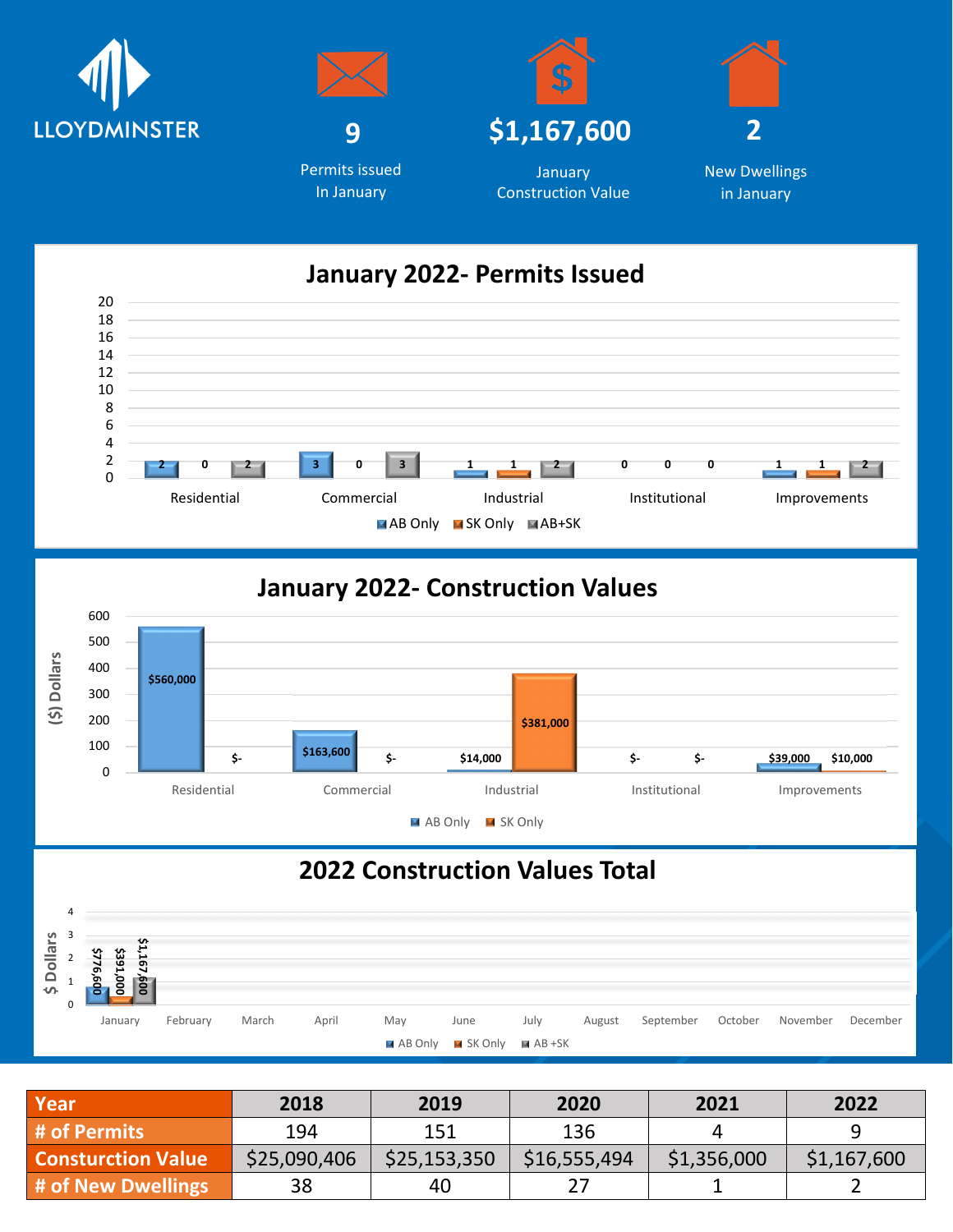LLOYDMINSTER

**9**
Permits issued
In January

**$1,167,600**
January
Construction Value

**2**
New Dwellings
in January

## January 2022- Permits Issued

20
18
16
14
12
10
8
6
4
2
0

Residential: 2, 0, 2
Commercial: 3, 0, 3
Industrial: 1, 1, 2
Institutional: 0, 0, 0
Improvements: 1, 1, 2

AB Only
SK Only
AB+SK

## January 2022- Construction Values

($) Dollars

600
500
400
300
200
100
0

Residential: $560,000, $-
Commercial: $163,600, $-
Industrial: $14,000, $381,000
Institutional: $-, $-
Improvements: $39,000, $10,000

AB Only
SK Only

## 2022 Construction Values Total

$ Dollars

4
3
2
1
0

January: $776,600, $391,000, $1,167,600

January, February, March, April, May, June, July, August, September, October, November, December

AB Only
SK Only
AB +SK

| Year | 2018 | 2019 | 2020 | 2021 | 2022 |
|---|---|---|---|---|---|
| # of Permits | 194 | 151 | 136 | 4 | 9 |
| Consturction Value | $25,090,406 | $25,153,350 | $16,555,494 | $1,356,000 | $1,167,600 |
| # of New Dwellings | 38 | 40 | 27 | 1 | 2 |